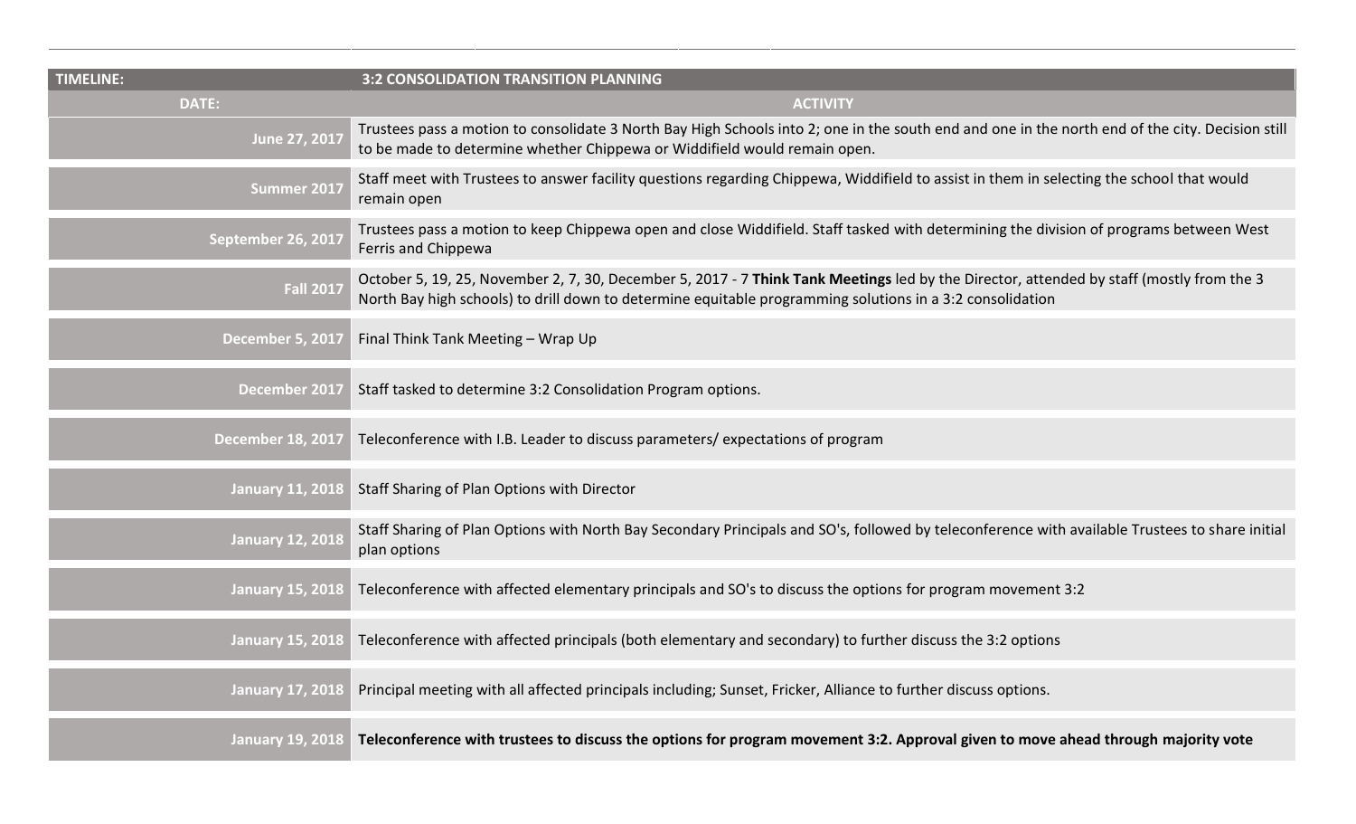| TIMELINE: | 3:2 CONSOLIDATION TRANSITION PLANNING |
|---|---|
| DATE: | ACTIVITY |
| June 27, 2017 | Trustees pass a motion to consolidate 3 North Bay High Schools into 2; one in the south end and one in the north end of the city. Decision still to be made to determine whether Chippewa or Widdifield would remain open. |
| Summer 2017 | Staff meet with Trustees to answer facility questions regarding Chippewa, Widdifield to assist in them in selecting the school that would remain open |
| September 26, 2017 | Trustees pass a motion to keep Chippewa open and close Widdifield. Staff tasked with determining the division of programs between West Ferris and Chippewa |
| Fall 2017 | October 5, 19, 25, November 2, 7, 30, December 5, 2017 - 7 **Think Tank Meetings** led by the Director, attended by staff (mostly from the 3 North Bay high schools) to drill down to determine equitable programming solutions in a 3:2 consolidation |
| December 5, 2017 | Final Think Tank Meeting – Wrap Up |
| December 2017 | Staff tasked to determine 3:2 Consolidation Program options. |
| December 18, 2017 | Teleconference with I.B. Leader to discuss parameters/ expectations of program |
| January 11, 2018 | Staff Sharing of Plan Options with Director |
| January 12, 2018 | Staff Sharing of Plan Options with North Bay Secondary Principals and SO's, followed by teleconference with available Trustees to share initial plan options |
| January 15, 2018 | Teleconference with affected elementary principals and SO's to discuss the options for program movement 3:2 |
| January 15, 2018 | Teleconference with affected principals (both elementary and secondary) to further discuss the 3:2 options |
| January 17, 2018 | Principal meeting with all affected principals including; Sunset, Fricker, Alliance to further discuss options. |
| January 19, 2018 | **Teleconference with trustees to discuss the options for program movement 3:2. Approval given to move ahead through majority vote** |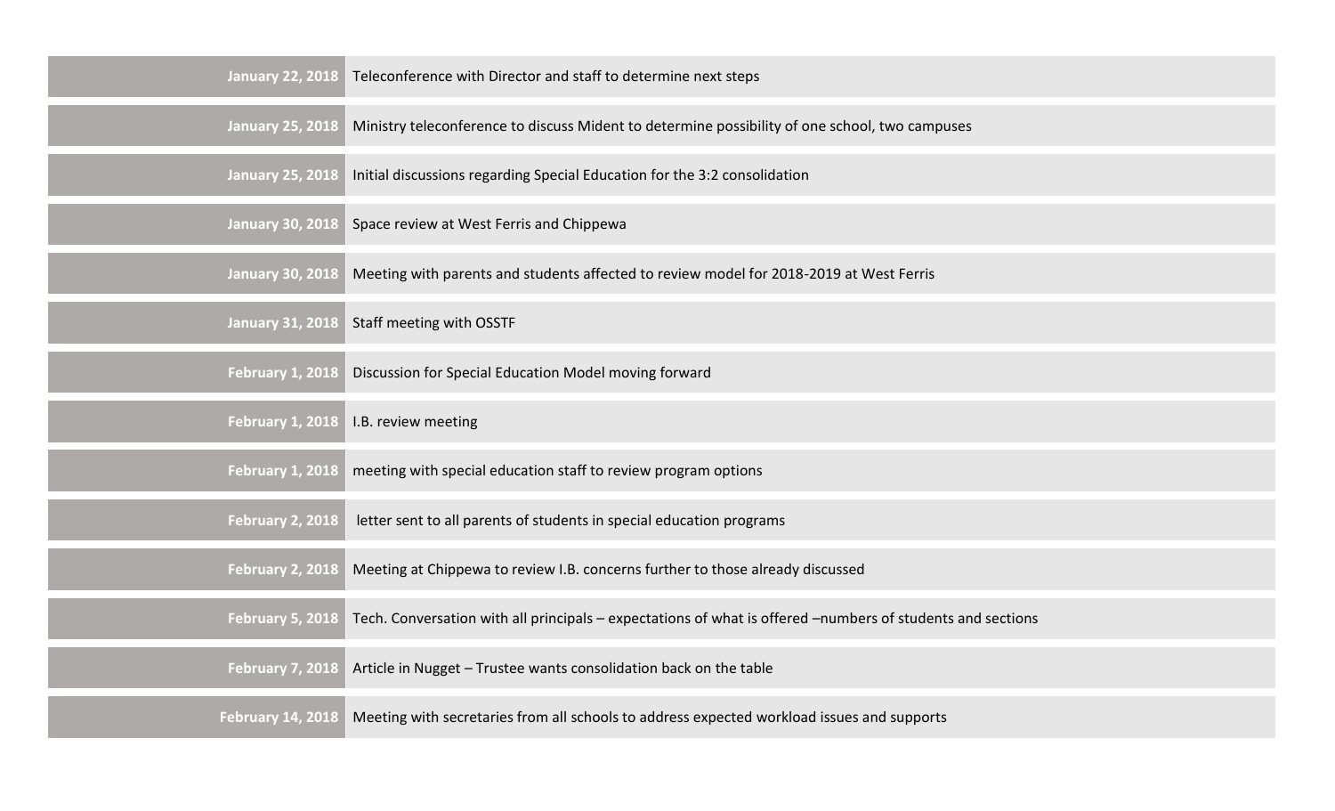| | |
|---|---|
| **January 22, 2018** | Teleconference with Director and staff to determine next steps |
| **January 25, 2018** | Ministry teleconference to discuss Mident to determine possibility of one school, two campuses |
| **January 25, 2018** | Initial discussions regarding Special Education for the 3:2 consolidation |
| **January 30, 2018** | Space review at West Ferris and Chippewa |
| **January 30, 2018** | Meeting with parents and students affected to review model for 2018-2019 at West Ferris |
| **January 31, 2018** | Staff meeting with OSSTF |
| **February 1, 2018** | Discussion for Special Education Model moving forward |
| **February 1, 2018** | I.B. review meeting |
| **February 1, 2018** | meeting with special education staff to review program options |
| **February 2, 2018** | letter sent to all parents of students in special education programs |
| **February 2, 2018** | Meeting at Chippewa to review I.B. concerns further to those already discussed |
| **February 5, 2018** | Tech. Conversation with all principals – expectations of what is offered –numbers of students and sections |
| **February 7, 2018** | Article in Nugget – Trustee wants consolidation back on the table |
| **February 14, 2018** | Meeting with secretaries from all schools to address expected workload issues and supports |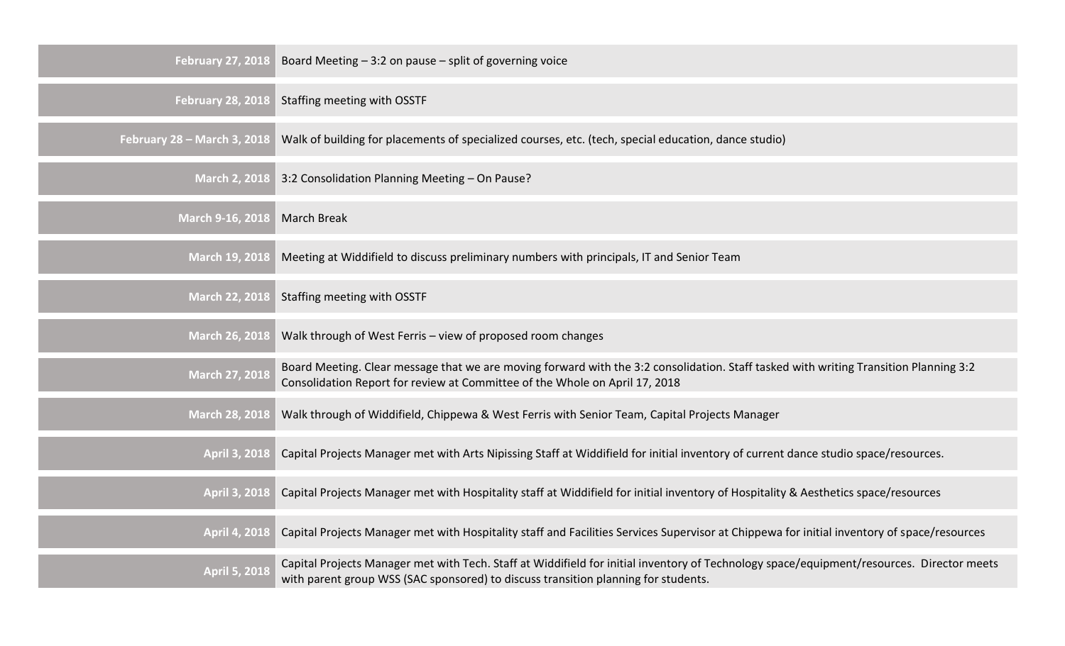| | |
|---|---|
| February 27, 2018 | Board Meeting – 3:2 on pause – split of governing voice |
| February 28, 2018 | Staffing meeting with OSSTF |
| February 28 – March 3, 2018 | Walk of building for placements of specialized courses, etc. (tech, special education, dance studio) |
| March 2, 2018 | 3:2 Consolidation Planning Meeting – On Pause? |
| March 9-16, 2018 | March Break |
| March 19, 2018 | Meeting at Widdifield to discuss preliminary numbers with principals, IT and Senior Team |
| March 22, 2018 | Staffing meeting with OSSTF |
| March 26, 2018 | Walk through of West Ferris – view of proposed room changes |
| March 27, 2018 | Board Meeting. Clear message that we are moving forward with the 3:2 consolidation. Staff tasked with writing Transition Planning 3:2 Consolidation Report for review at Committee of the Whole on April 17, 2018 |
| March 28, 2018 | Walk through of Widdifield, Chippewa & West Ferris with Senior Team, Capital Projects Manager |
| April 3, 2018 | Capital Projects Manager met with Arts Nipissing Staff at Widdifield for initial inventory of current dance studio space/resources. |
| April 3, 2018 | Capital Projects Manager met with Hospitality staff at Widdifield for initial inventory of Hospitality & Aesthetics space/resources |
| April 4, 2018 | Capital Projects Manager met with Hospitality staff and Facilities Services Supervisor at Chippewa for initial inventory of space/resources |
| April 5, 2018 | Capital Projects Manager met with Tech. Staff at Widdifield for initial inventory of Technology space/equipment/resources. Director meets with parent group WSS (SAC sponsored) to discuss transition planning for students. |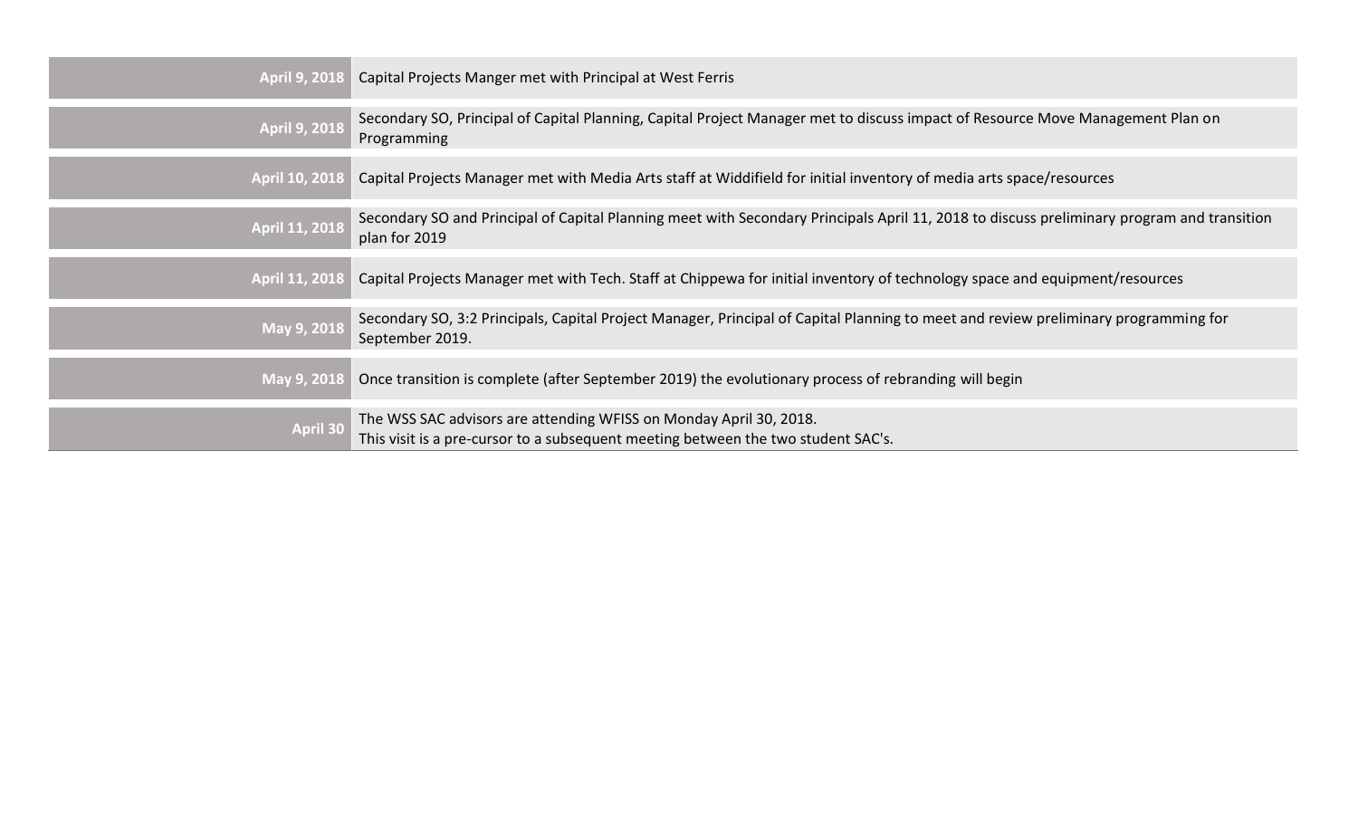| | |
|---|---|
| April 9, 2018 | Capital Projects Manger met with Principal at West Ferris |
| April 9, 2018 | Secondary SO, Principal of Capital Planning, Capital Project Manager met to discuss impact of Resource Move Management Plan on Programming |
| April 10, 2018 | Capital Projects Manager met with Media Arts staff at Widdifield for initial inventory of media arts space/resources |
| April 11, 2018 | Secondary SO and Principal of Capital Planning meet with Secondary Principals April 11, 2018 to discuss preliminary program and transition plan for 2019 |
| April 11, 2018 | Capital Projects Manager met with Tech. Staff at Chippewa for initial inventory of technology space and equipment/resources |
| May 9, 2018 | Secondary SO, 3:2 Principals, Capital Project Manager, Principal of Capital Planning to meet and review preliminary programming for September 2019. |
| May 9, 2018 | Once transition is complete (after September 2019) the evolutionary process of rebranding will begin |
| April 30 | The WSS SAC advisors are attending WFISS on Monday April 30, 2018.<br>This visit is a pre-cursor to a subsequent meeting between the two student SAC's. |